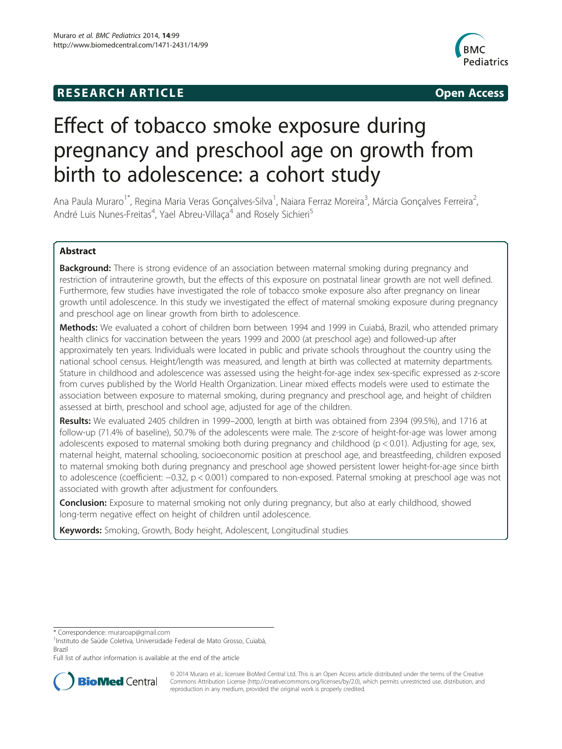RESEARCH ARTICLE **Open Access**

# Effect of tobacco smoke exposure during pregnancy and preschool age on growth from birth to adolescence: a cohort study

Ana Paula Muraro[1*], Regina Maria Veras Gonçalves-Silva[1], Naiara Ferraz Moreira[3], Márcia Gonçalves Ferreira[2], André Luis Nunes-Freitas[4], Yael Abreu-Villaça[4] and Rosely Sichieri[5]

## Abstract

**Background:** There is strong evidence of an association between maternal smoking during pregnancy and restriction of intrauterine growth, but the effects of this exposure on postnatal linear growth are not well defined. Furthermore, few studies have investigated the role of tobacco smoke exposure also after pregnancy on linear growth until adolescence. In this study we investigated the effect of maternal smoking exposure during pregnancy and preschool age on linear growth from birth to adolescence.

**Methods:** We evaluated a cohort of children born between 1994 and 1999 in Cuiabá, Brazil, who attended primary health clinics for vaccination between the years 1999 and 2000 (at preschool age) and followed-up after approximately ten years. Individuals were located in public and private schools throughout the country using the national school census. Height/length was measured, and length at birth was collected at maternity departments. Stature in childhood and adolescence was assessed using the height-for-age index sex-specific expressed as z-score from curves published by the World Health Organization. Linear mixed effects models were used to estimate the association between exposure to maternal smoking, during pregnancy and preschool age, and height of children assessed at birth, preschool and school age, adjusted for age of the children.

**Results:** We evaluated 2405 children in 1999–2000, length at birth was obtained from 2394 (99.5%), and 1716 at follow-up (71.4% of baseline), 50.7% of the adolescents were male. The z-score of height-for-age was lower among adolescents exposed to maternal smoking both during pregnancy and childhood ($p < 0.01$). Adjusting for age, sex, maternal height, maternal schooling, socioeconomic position at preschool age, and breastfeeding, children exposed to maternal smoking both during pregnancy and preschool age showed persistent lower height-for-age since birth to adolescence (coefficient: −0.32, $p < 0.001$) compared to non-exposed. Paternal smoking at preschool age was not associated with growth after adjustment for confounders.

**Conclusion:** Exposure to maternal smoking not only during pregnancy, but also at early childhood, showed long-term negative effect on height of children until adolescence.

**Keywords:** Smoking, Growth, Body height, Adolescent, Longitudinal studies

\* Correspondence: muraroap@gmail.com
[1]Instituto de Saúde Coletiva, Universidade Federal de Mato Grosso, Cuiabá, Brazil
Full list of author information is available at the end of the article

© 2014 Muraro et al.; licensee BioMed Central Ltd. This is an Open Access article distributed under the terms of the Creative Commons Attribution License (http://creativecommons.org/licenses/by/2.0), which permits unrestricted use, distribution, and reproduction in any medium, provided the original work is properly credited.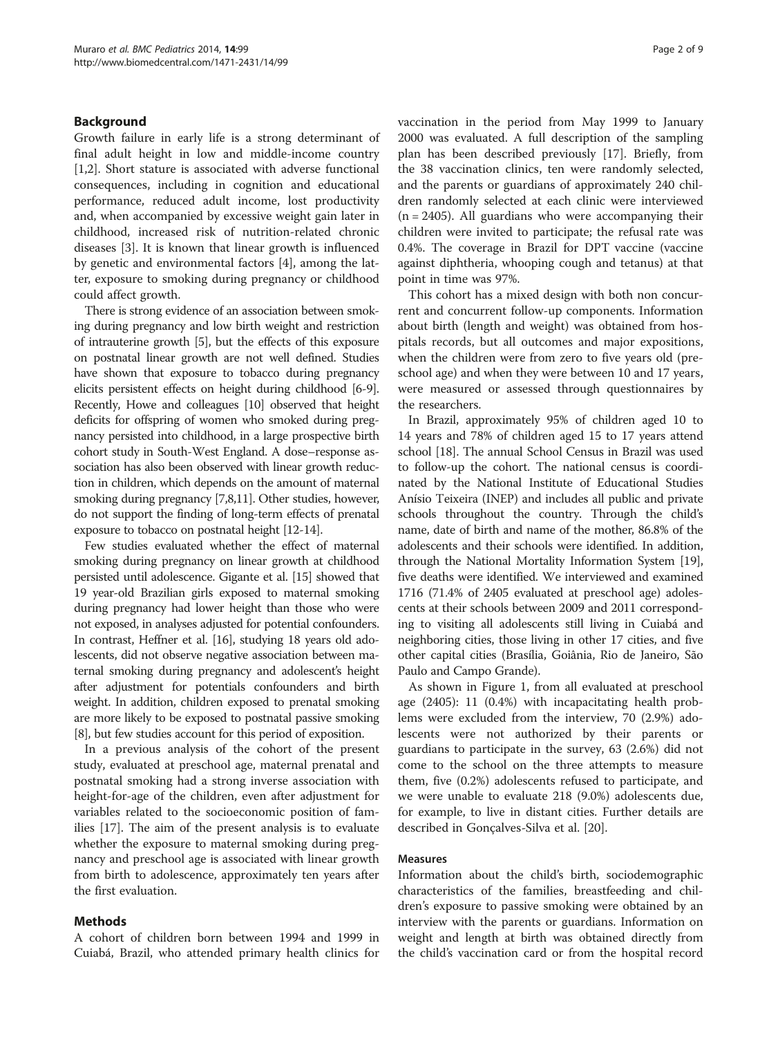## Background

Growth failure in early life is a strong determinant of final adult height in low and middle-income country [1,2]. Short stature is associated with adverse functional consequences, including in cognition and educational performance, reduced adult income, lost productivity and, when accompanied by excessive weight gain later in childhood, increased risk of nutrition-related chronic diseases [3]. It is known that linear growth is influenced by genetic and environmental factors [4], among the latter, exposure to smoking during pregnancy or childhood could affect growth.

There is strong evidence of an association between smoking during pregnancy and low birth weight and restriction of intrauterine growth [5], but the effects of this exposure on postnatal linear growth are not well defined. Studies have shown that exposure to tobacco during pregnancy elicits persistent effects on height during childhood [6-9]. Recently, Howe and colleagues [10] observed that height deficits for offspring of women who smoked during pregnancy persisted into childhood, in a large prospective birth cohort study in South-West England. A dose–response association has also been observed with linear growth reduction in children, which depends on the amount of maternal smoking during pregnancy [7,8,11]. Other studies, however, do not support the finding of long-term effects of prenatal exposure to tobacco on postnatal height [12-14].

Few studies evaluated whether the effect of maternal smoking during pregnancy on linear growth at childhood persisted until adolescence. Gigante et al. [15] showed that 19 year-old Brazilian girls exposed to maternal smoking during pregnancy had lower height than those who were not exposed, in analyses adjusted for potential confounders. In contrast, Heffner et al. [16], studying 18 years old adolescents, did not observe negative association between maternal smoking during pregnancy and adolescent's height after adjustment for potentials confounders and birth weight. In addition, children exposed to prenatal smoking are more likely to be exposed to postnatal passive smoking [8], but few studies account for this period of exposition.

In a previous analysis of the cohort of the present study, evaluated at preschool age, maternal prenatal and postnatal smoking had a strong inverse association with height-for-age of the children, even after adjustment for variables related to the socioeconomic position of families [17]. The aim of the present analysis is to evaluate whether the exposure to maternal smoking during pregnancy and preschool age is associated with linear growth from birth to adolescence, approximately ten years after the first evaluation.

## Methods

A cohort of children born between 1994 and 1999 in Cuiabá, Brazil, who attended primary health clinics for vaccination in the period from May 1999 to January 2000 was evaluated. A full description of the sampling plan has been described previously [17]. Briefly, from the 38 vaccination clinics, ten were randomly selected, and the parents or guardians of approximately 240 children randomly selected at each clinic were interviewed (n = 2405). All guardians who were accompanying their children were invited to participate; the refusal rate was 0.4%. The coverage in Brazil for DPT vaccine (vaccine against diphtheria, whooping cough and tetanus) at that point in time was 97%.

This cohort has a mixed design with both non concurrent and concurrent follow-up components. Information about birth (length and weight) was obtained from hospitals records, but all outcomes and major expositions, when the children were from zero to five years old (preschool age) and when they were between 10 and 17 years, were measured or assessed through questionnaires by the researchers.

In Brazil, approximately 95% of children aged 10 to 14 years and 78% of children aged 15 to 17 years attend school [18]. The annual School Census in Brazil was used to follow-up the cohort. The national census is coordinated by the National Institute of Educational Studies Anísio Teixeira (INEP) and includes all public and private schools throughout the country. Through the child's name, date of birth and name of the mother, 86.8% of the adolescents and their schools were identified. In addition, through the National Mortality Information System [19], five deaths were identified. We interviewed and examined 1716 (71.4% of 2405 evaluated at preschool age) adolescents at their schools between 2009 and 2011 corresponding to visiting all adolescents still living in Cuiabá and neighboring cities, those living in other 17 cities, and five other capital cities (Brasília, Goiânia, Rio de Janeiro, São Paulo and Campo Grande).

As shown in Figure 1, from all evaluated at preschool age (2405): 11 (0.4%) with incapacitating health problems were excluded from the interview, 70 (2.9%) adolescents were not authorized by their parents or guardians to participate in the survey, 63 (2.6%) did not come to the school on the three attempts to measure them, five (0.2%) adolescents refused to participate, and we were unable to evaluate 218 (9.0%) adolescents due, for example, to live in distant cities. Further details are described in Gonçalves-Silva et al. [20].

### Measures

Information about the child's birth, sociodemographic characteristics of the families, breastfeeding and children's exposure to passive smoking were obtained by an interview with the parents or guardians. Information on weight and length at birth was obtained directly from the child's vaccination card or from the hospital record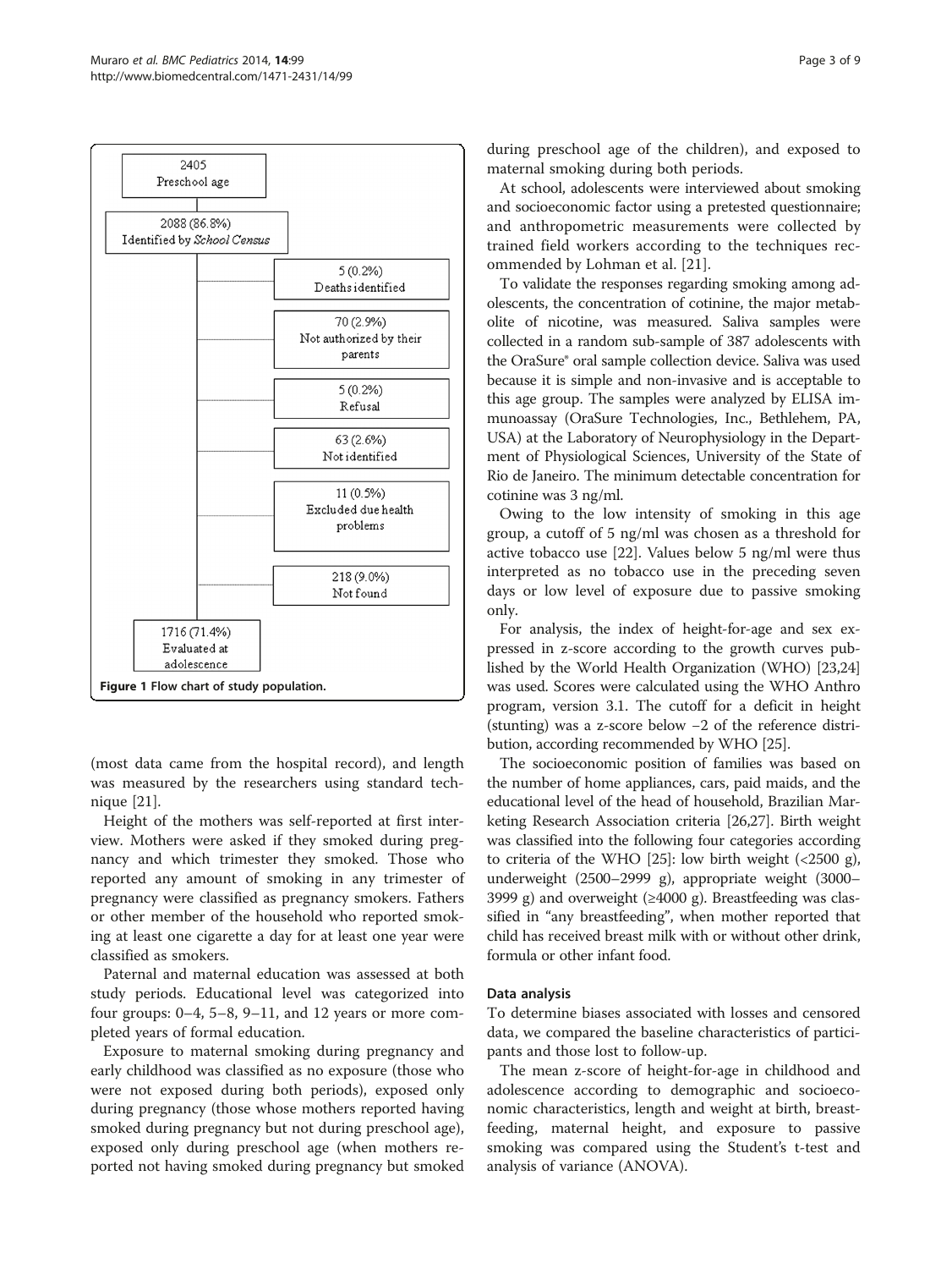2405
Preschool age

2088 (86.8%)
Identified by *School Census*

5 (0.2%)
Deaths identified

70 (2.9%)
Not authorized by their parents

5 (0.2%)
Refusal

63 (2.6%)
Not identified

11 (0.5%)
Excluded due health problems

218 (9.0%)
Not found

1716 (71.4%)
Evaluated at adolescence

**Figure 1 Flow chart of study population.**

(most data came from the hospital record), and length was measured by the researchers using standard technique [21].

Height of the mothers was self-reported at first interview. Mothers were asked if they smoked during pregnancy and which trimester they smoked. Those who reported any amount of smoking in any trimester of pregnancy were classified as pregnancy smokers. Fathers or other member of the household who reported smoking at least one cigarette a day for at least one year were classified as smokers.

Paternal and maternal education was assessed at both study periods. Educational level was categorized into four groups: 0–4, 5–8, 9–11, and 12 years or more completed years of formal education.

Exposure to maternal smoking during pregnancy and early childhood was classified as no exposure (those who were not exposed during both periods), exposed only during pregnancy (those whose mothers reported having smoked during pregnancy but not during preschool age), exposed only during preschool age (when mothers reported not having smoked during pregnancy but smoked during preschool age of the children), and exposed to maternal smoking during both periods.

At school, adolescents were interviewed about smoking and socioeconomic factor using a pretested questionnaire; and anthropometric measurements were collected by trained field workers according to the techniques recommended by Lohman et al. [21].

To validate the responses regarding smoking among adolescents, the concentration of cotinine, the major metabolite of nicotine, was measured. Saliva samples were collected in a random sub-sample of 387 adolescents with the OraSure® oral sample collection device. Saliva was used because it is simple and non-invasive and is acceptable to this age group. The samples were analyzed by ELISA immunoassay (OraSure Technologies, Inc., Bethlehem, PA, USA) at the Laboratory of Neurophysiology in the Department of Physiological Sciences, University of the State of Rio de Janeiro. The minimum detectable concentration for cotinine was 3 ng/ml.

Owing to the low intensity of smoking in this age group, a cutoff of 5 ng/ml was chosen as a threshold for active tobacco use [22]. Values below 5 ng/ml were thus interpreted as no tobacco use in the preceding seven days or low level of exposure due to passive smoking only.

For analysis, the index of height-for-age and sex expressed in z-score according to the growth curves published by the World Health Organization (WHO) [23,24] was used. Scores were calculated using the WHO Anthro program, version 3.1. The cutoff for a deficit in height (stunting) was a z-score below −2 of the reference distribution, according recommended by WHO [25].

The socioeconomic position of families was based on the number of home appliances, cars, paid maids, and the educational level of the head of household, Brazilian Marketing Research Association criteria [26,27]. Birth weight was classified into the following four categories according to criteria of the WHO [25]: low birth weight (<2500 g), underweight (2500–2999 g), appropriate weight (3000–3999 g) and overweight (≥4000 g). Breastfeeding was classified in "any breastfeeding", when mother reported that child has received breast milk with or without other drink, formula or other infant food.

### Data analysis

To determine biases associated with losses and censored data, we compared the baseline characteristics of participants and those lost to follow-up.

The mean z-score of height-for-age in childhood and adolescence according to demographic and socioeconomic characteristics, length and weight at birth, breastfeeding, maternal height, and exposure to passive smoking was compared using the Student's t-test and analysis of variance (ANOVA).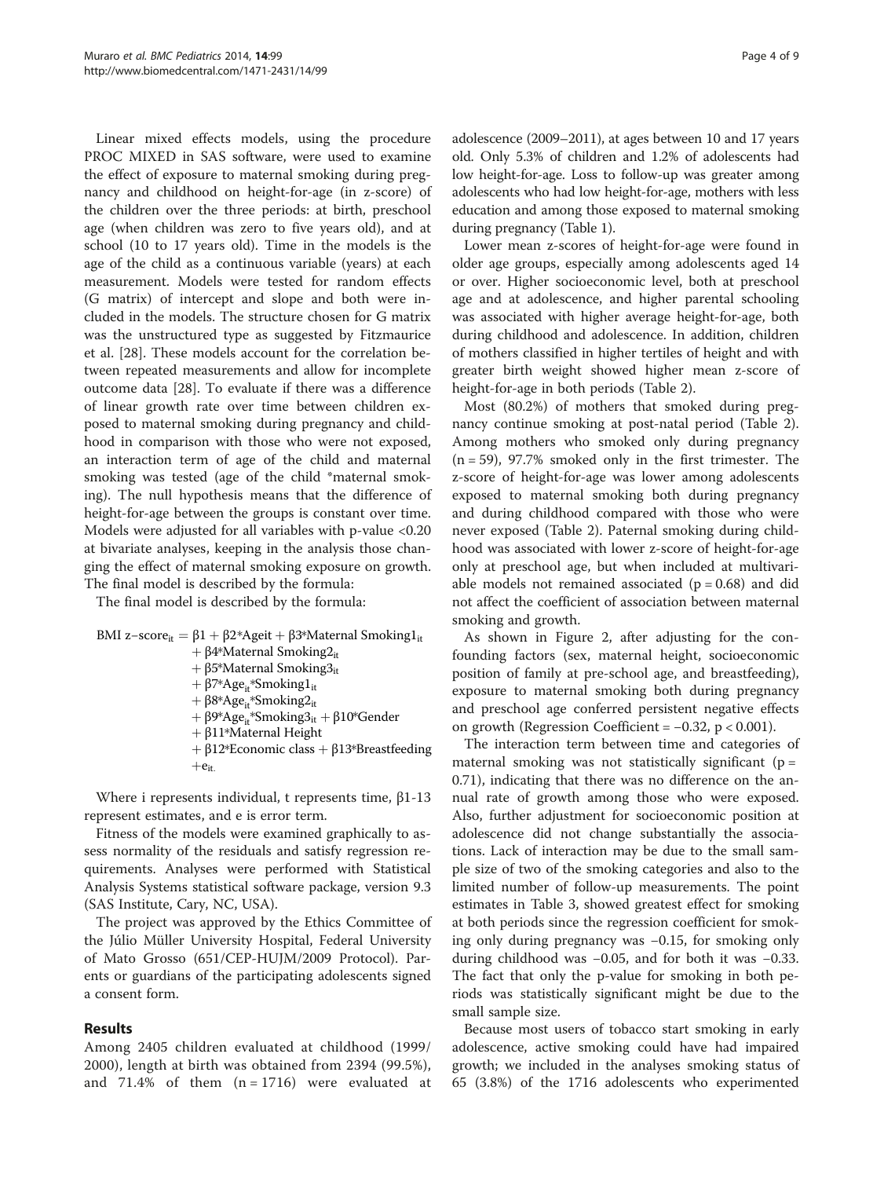Linear mixed effects models, using the procedure PROC MIXED in SAS software, were used to examine the effect of exposure to maternal smoking during pregnancy and childhood on height-for-age (in z-score) of the children over the three periods: at birth, preschool age (when children was zero to five years old), and at school (10 to 17 years old). Time in the models is the age of the child as a continuous variable (years) at each measurement. Models were tested for random effects (G matrix) of intercept and slope and both were included in the models. The structure chosen for G matrix was the unstructured type as suggested by Fitzmaurice et al. [28]. These models account for the correlation between repeated measurements and allow for incomplete outcome data [28]. To evaluate if there was a difference of linear growth rate over time between children exposed to maternal smoking during pregnancy and childhood in comparison with those who were not exposed, an interaction term of age of the child and maternal smoking was tested (age of the child *maternal smoking). The null hypothesis means that the difference of height-for-age between the groups is constant over time. Models were adjusted for all variables with p-value <0.20 at bivariate analyses, keeping in the analysis those changing the effect of maternal smoking exposure on growth. The final model is described by the formula:

The final model is described by the formula:

$$
\begin{aligned}
\text{BMI z-score}_{it} = \; & \beta 1 + \beta 2 * \text{Age}_{it} + \beta 3 * \text{Maternal Smoking1}_{it} \\
& + \beta 4 * \text{Maternal Smoking2}_{it} \\
& + \beta 5 * \text{Maternal Smoking3}_{it} \\
& + \beta 7 * \text{Age}_{it} * \text{Smoking1}_{it} \\
& + \beta 8 * \text{Age}_{it} * \text{Smoking2}_{it} \\
& + \beta 9 * \text{Age}_{it} * \text{Smoking3}_{it} + \beta 10 * \text{Gender} \\
& + \beta 11 * \text{Maternal Height} \\
& + \beta 12 * \text{Economic class} + \beta 13 * \text{Breastfeeding} \\
& + e_{it.}
\end{aligned}
$$

Where i represents individual, t represents time, β1-13 represent estimates, and e is error term.

Fitness of the models were examined graphically to assess normality of the residuals and satisfy regression requirements. Analyses were performed with Statistical Analysis Systems statistical software package, version 9.3 (SAS Institute, Cary, NC, USA).

The project was approved by the Ethics Committee of the Júlio Müller University Hospital, Federal University of Mato Grosso (651/CEP-HUJM/2009 Protocol). Parents or guardians of the participating adolescents signed a consent form.

## Results

Among 2405 children evaluated at childhood (1999/2000), length at birth was obtained from 2394 (99.5%), and 71.4% of them (n = 1716) were evaluated at adolescence (2009–2011), at ages between 10 and 17 years old. Only 5.3% of children and 1.2% of adolescents had low height-for-age. Loss to follow-up was greater among adolescents who had low height-for-age, mothers with less education and among those exposed to maternal smoking during pregnancy (Table 1).

Lower mean z-scores of height-for-age were found in older age groups, especially among adolescents aged 14 or over. Higher socioeconomic level, both at preschool age and at adolescence, and higher parental schooling was associated with higher average height-for-age, both during childhood and adolescence. In addition, children of mothers classified in higher tertiles of height and with greater birth weight showed higher mean z-score of height-for-age in both periods (Table 2).

Most (80.2%) of mothers that smoked during pregnancy continue smoking at post-natal period (Table 2). Among mothers who smoked only during pregnancy (n = 59), 97.7% smoked only in the first trimester. The z-score of height-for-age was lower among adolescents exposed to maternal smoking both during pregnancy and during childhood compared with those who were never exposed (Table 2). Paternal smoking during childhood was associated with lower z-score of height-for-age only at preschool age, but when included at multivariable models not remained associated (p = 0.68) and did not affect the coefficient of association between maternal smoking and growth.

As shown in Figure 2, after adjusting for the confounding factors (sex, maternal height, socioeconomic position of family at pre-school age, and breastfeeding), exposure to maternal smoking both during pregnancy and preschool age conferred persistent negative effects on growth (Regression Coefficient = −0.32, p < 0.001).

The interaction term between time and categories of maternal smoking was not statistically significant (p = 0.71), indicating that there was no difference on the annual rate of growth among those who were exposed. Also, further adjustment for socioeconomic position at adolescence did not change substantially the associations. Lack of interaction may be due to the small sample size of two of the smoking categories and also to the limited number of follow-up measurements. The point estimates in Table 3, showed greatest effect for smoking at both periods since the regression coefficient for smoking only during pregnancy was −0.15, for smoking only during childhood was −0.05, and for both it was −0.33. The fact that only the p-value for smoking in both periods was statistically significant might be due to the small sample size.

Because most users of tobacco start smoking in early adolescence, active smoking could have had impaired growth; we included in the analyses smoking status of 65 (3.8%) of the 1716 adolescents who experimented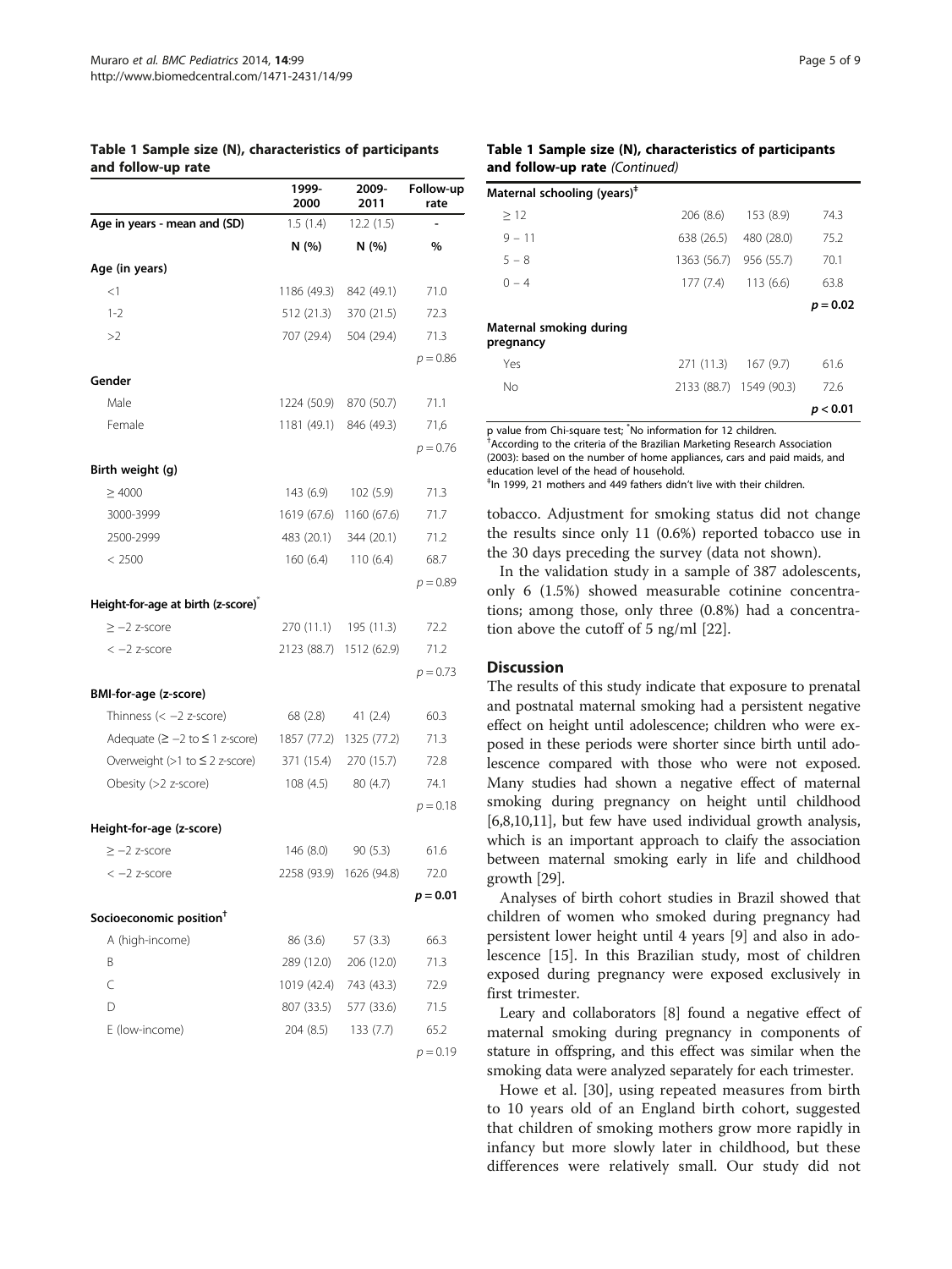**Table 1 Sample size (N), characteristics of participants and follow-up rate**

| | 1999-2000 | 2009-2011 | Follow-up rate |
|---|---|---|---|
| **Age in years - mean and (SD)** | 1.5 (1.4) | 12.2 (1.5) | - |
| | N (%) | N (%) | % |
| **Age (in years)** | | | |
| <1 | 1186 (49.3) | 842 (49.1) | 71.0 |
| 1-2 | 512 (21.3) | 370 (21.5) | 72.3 |
| >2 | 707 (29.4) | 504 (29.4) | 71.3 |
| | | | $p = 0.86$ |
| **Gender** | | | |
| Male | 1224 (50.9) | 870 (50.7) | 71.1 |
| Female | 1181 (49.1) | 846 (49.3) | 71,6 |
| | | | $p = 0.76$ |
| **Birth weight (g)** | | | |
| ≥ 4000 | 143 (6.9) | 102 (5.9) | 71.3 |
| 3000-3999 | 1619 (67.6) | 1160 (67.6) | 71.7 |
| 2500-2999 | 483 (20.1) | 344 (20.1) | 71.2 |
| < 2500 | 160 (6.4) | 110 (6.4) | 68.7 |
| | | | $p = 0.89$ |
| **Height-for-age at birth (z-score)*** | | | |
| ≥ −2 z-score | 270 (11.1) | 195 (11.3) | 72.2 |
| < −2 z-score | 2123 (88.7) | 1512 (62.9) | 71.2 |
| | | | $p = 0.73$ |
| **BMI-for-age (z-score)** | | | |
| Thinness (< −2 z-score) | 68 (2.8) | 41 (2.4) | 60.3 |
| Adequate (≥ −2 to ≤ 1 z-score) | 1857 (77.2) | 1325 (77.2) | 71.3 |
| Overweight (>1 to ≤ 2 z-score) | 371 (15.4) | 270 (15.7) | 72.8 |
| Obesity (>2 z-score) | 108 (4.5) | 80 (4.7) | 74.1 |
| | | | $p = 0.18$ |
| **Height-for-age (z-score)** | | | |
| ≥ −2 z-score | 146 (8.0) | 90 (5.3) | 61.6 |
| < −2 z-score | 2258 (93.9) | 1626 (94.8) | 72.0 |
| | | | $p = 0.01$ |
| **Socioeconomic position†** | | | |
| A (high-income) | 86 (3.6) | 57 (3.3) | 66.3 |
| B | 289 (12.0) | 206 (12.0) | 71.3 |
| C | 1019 (42.4) | 743 (43.3) | 72.9 |
| D | 807 (33.5) | 577 (33.6) | 71.5 |
| E (low-income) | 204 (8.5) | 133 (7.7) | 65.2 |
| | | | $p = 0.19$ |
| **Maternal schooling (years)‡** | | | |
| ≥ 12 | 206 (8.6) | 153 (8.9) | 74.3 |
| 9 − 11 | 638 (26.5) | 480 (28.0) | 75.2 |
| 5 − 8 | 1363 (56.7) | 956 (55.7) | 70.1 |
| 0 − 4 | 177 (7.4) | 113 (6.6) | 63.8 |
| | | | $p = 0.02$ |
| **Maternal smoking during pregnancy** | | | |
| Yes | 271 (11.3) | 167 (9.7) | 61.6 |
| No | 2133 (88.7) | 1549 (90.3) | 72.6 |
| | | | $p < 0.01$ |

p value from Chi-square test; *No information for 12 children.
†According to the criteria of the Brazilian Marketing Research Association (2003): based on the number of home appliances, cars and paid maids, and education level of the head of household.
‡In 1999, 21 mothers and 449 fathers didn't live with their children.

tobacco. Adjustment for smoking status did not change the results since only 11 (0.6%) reported tobacco use in the 30 days preceding the survey (data not shown).

In the validation study in a sample of 387 adolescents, only 6 (1.5%) showed measurable cotinine concentrations; among those, only three (0.8%) had a concentration above the cutoff of 5 ng/ml [22].

## Discussion

The results of this study indicate that exposure to prenatal and postnatal maternal smoking had a persistent negative effect on height until adolescence; children who were exposed in these periods were shorter since birth until adolescence compared with those who were not exposed. Many studies had shown a negative effect of maternal smoking during pregnancy on height until childhood [6,8,10,11], but few have used individual growth analysis, which is an important approach to claify the association between maternal smoking early in life and childhood growth [29].

Analyses of birth cohort studies in Brazil showed that children of women who smoked during pregnancy had persistent lower height until 4 years [9] and also in adolescence [15]. In this Brazilian study, most of children exposed during pregnancy were exposed exclusively in first trimester.

Leary and collaborators [8] found a negative effect of maternal smoking during pregnancy in components of stature in offspring, and this effect was similar when the smoking data were analyzed separately for each trimester.

Howe et al. [30], using repeated measures from birth to 10 years old of an England birth cohort, suggested that children of smoking mothers grow more rapidly in infancy but more slowly later in childhood, but these differences were relatively small. Our study did not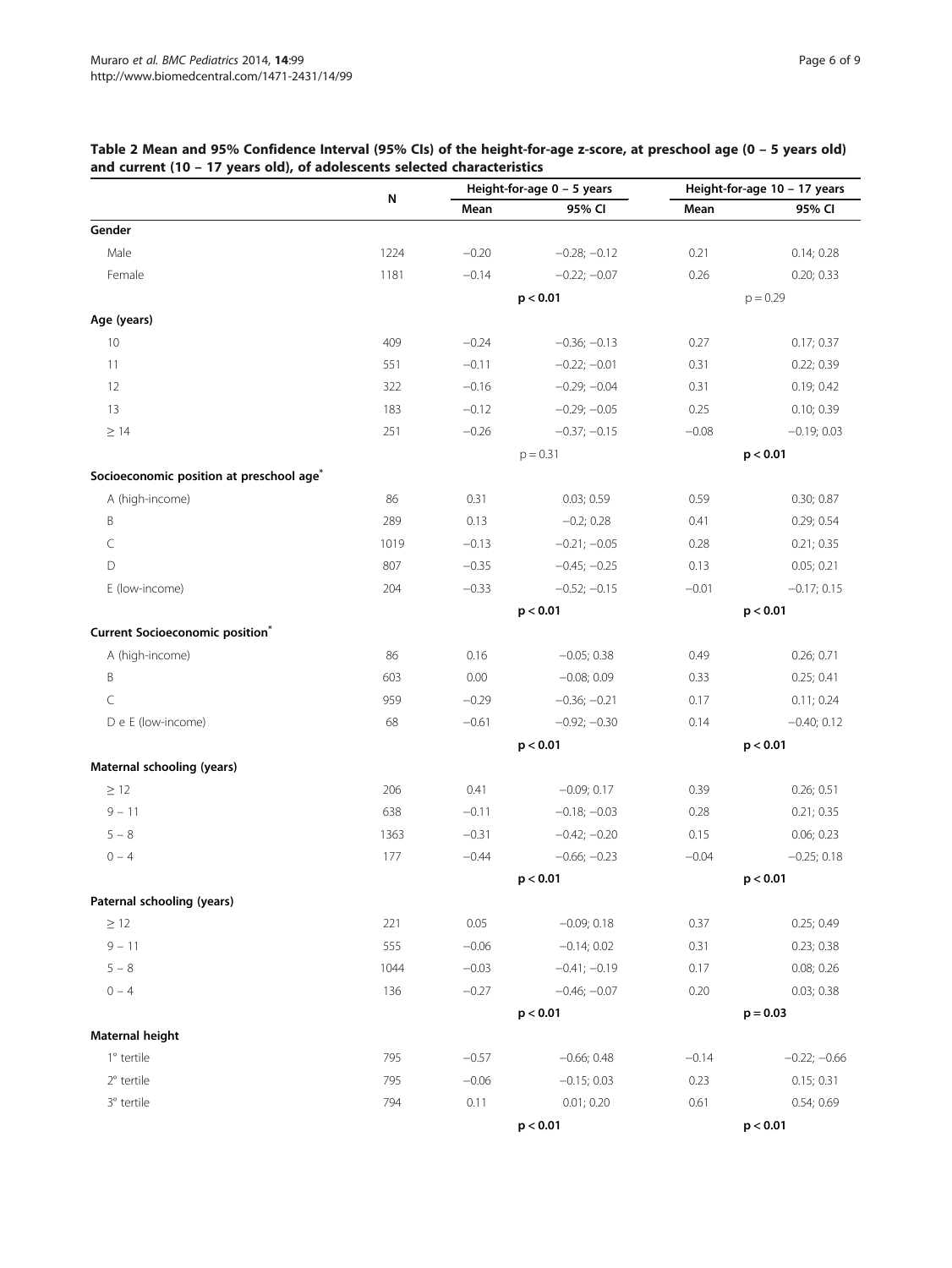**Table 2 Mean and 95% Confidence Interval (95% CIs) of the height-for-age z-score, at preschool age (0 – 5 years old) and current (10 – 17 years old), of adolescents selected characteristics**

| | N | Height-for-age 0 – 5 years | | Height-for-age 10 – 17 years | |
|---|---|---|---|---|---|
| | | Mean | 95% CI | Mean | 95% CI |
| **Gender** | | | | | |
| Male | 1224 | −0.20 | −0.28; −0.12 | 0.21 | 0.14; 0.28 |
| Female | 1181 | −0.14 | −0.22; −0.07 | 0.26 | 0.20; 0.33 |
| | | | **p < 0.01** | | p = 0.29 |
| **Age (years)** | | | | | |
| 10 | 409 | −0.24 | −0.36; −0.13 | 0.27 | 0.17; 0.37 |
| 11 | 551 | −0.11 | −0.22; −0.01 | 0.31 | 0.22; 0.39 |
| 12 | 322 | −0.16 | −0.29; −0.04 | 0.31 | 0.19; 0.42 |
| 13 | 183 | −0.12 | −0.29; −0.05 | 0.25 | 0.10; 0.39 |
| ≥ 14 | 251 | −0.26 | −0.37; −0.15 | −0.08 | −0.19; 0.03 |
| | | | p = 0.31 | | **p < 0.01** |
| **Socioeconomic position at preschool age*** | | | | | |
| A (high-income) | 86 | 0.31 | 0.03; 0.59 | 0.59 | 0.30; 0.87 |
| B | 289 | 0.13 | −0.2; 0.28 | 0.41 | 0.29; 0.54 |
| C | 1019 | −0.13 | −0.21; −0.05 | 0.28 | 0.21; 0.35 |
| D | 807 | −0.35 | −0.45; −0.25 | 0.13 | 0.05; 0.21 |
| E (low-income) | 204 | −0.33 | −0.52; −0.15 | −0.01 | −0.17; 0.15 |
| | | | **p < 0.01** | | **p < 0.01** |
| **Current Socioeconomic position*** | | | | | |
| A (high-income) | 86 | 0.16 | −0.05; 0.38 | 0.49 | 0.26; 0.71 |
| B | 603 | 0.00 | −0.08; 0.09 | 0.33 | 0.25; 0.41 |
| C | 959 | −0.29 | −0.36; −0.21 | 0.17 | 0.11; 0.24 |
| D e E (low-income) | 68 | −0.61 | −0.92; −0.30 | 0.14 | −0.40; 0.12 |
| | | | **p < 0.01** | | **p < 0.01** |
| **Maternal schooling (years)** | | | | | |
| ≥ 12 | 206 | 0.41 | −0.09; 0.17 | 0.39 | 0.26; 0.51 |
| 9 – 11 | 638 | −0.11 | −0.18; −0.03 | 0.28 | 0.21; 0.35 |
| 5 – 8 | 1363 | −0.31 | −0.42; −0.20 | 0.15 | 0.06; 0.23 |
| 0 – 4 | 177 | −0.44 | −0.66; −0.23 | −0.04 | −0.25; 0.18 |
| | | | **p < 0.01** | | **p < 0.01** |
| **Paternal schooling (years)** | | | | | |
| ≥ 12 | 221 | 0.05 | −0.09; 0.18 | 0.37 | 0.25; 0.49 |
| 9 – 11 | 555 | −0.06 | −0.14; 0.02 | 0.31 | 0.23; 0.38 |
| 5 – 8 | 1044 | −0.03 | −0.41; −0.19 | 0.17 | 0.08; 0.26 |
| 0 – 4 | 136 | −0.27 | −0.46; −0.07 | 0.20 | 0.03; 0.38 |
| | | | **p < 0.01** | | **p = 0.03** |
| **Maternal height** | | | | | |
| 1° tertile | 795 | −0.57 | −0.66; 0.48 | −0.14 | −0.22; −0.66 |
| 2° tertile | 795 | −0.06 | −0.15; 0.03 | 0.23 | 0.15; 0.31 |
| 3° tertile | 794 | 0.11 | 0.01; 0.20 | 0.61 | 0.54; 0.69 |
| | | | **p < 0.01** | | **p < 0.01** |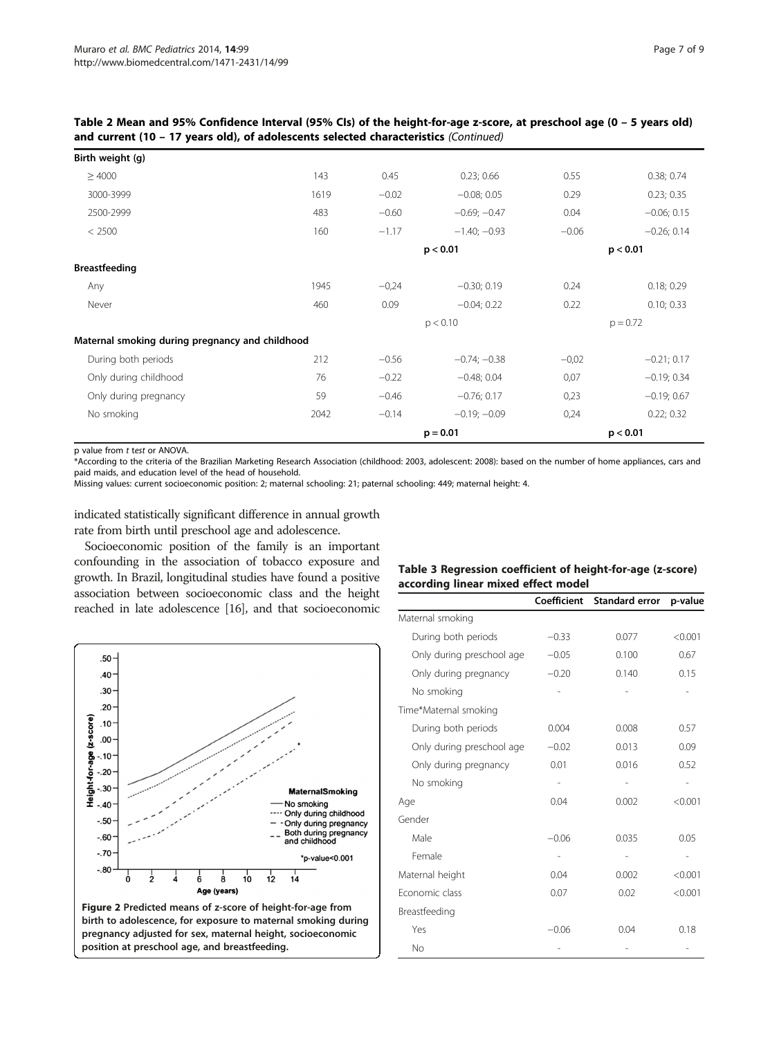**Table 2 Mean and 95% Confidence Interval (95% CIs) of the height-for-age z-score, at preschool age (0 – 5 years old) and current (10 – 17 years old), of adolescents selected characteristics** *(Continued)*

| | | | | | |
|---|---|---|---|---|---|
| **Birth weight (g)** | | | | | |
| ≥ 4000 | 143 | 0.45 | 0.23; 0.66 | 0.55 | 0.38; 0.74 |
| 3000-3999 | 1619 | −0.02 | −0.08; 0.05 | 0.29 | 0.23; 0.35 |
| 2500-2999 | 483 | −0.60 | −0.69; −0.47 | 0.04 | −0.06; 0.15 |
| < 2500 | 160 | −1.17 | −1.40; −0.93 | −0.06 | −0.26; 0.14 |
| | | | **p < 0.01** | | **p < 0.01** |
| **Breastfeeding** | | | | | |
| Any | 1945 | −0,24 | −0.30; 0.19 | 0.24 | 0.18; 0.29 |
| Never | 460 | 0.09 | −0.04; 0.22 | 0.22 | 0.10; 0.33 |
| | | | p < 0.10 | | p = 0.72 |
| **Maternal smoking during pregnancy and childhood** | | | | | |
| During both periods | 212 | −0.56 | −0.74; −0.38 | −0,02 | −0.21; 0.17 |
| Only during childhood | 76 | −0.22 | −0.48; 0.04 | 0,07 | −0.19; 0.34 |
| Only during pregnancy | 59 | −0.46 | −0.76; 0.17 | 0,23 | −0.19; 0.67 |
| No smoking | 2042 | −0.14 | −0.19; −0.09 | 0,24 | 0.22; 0.32 |
| | | | **p = 0.01** | | **p < 0.01** |

p value from *t test* or ANOVA.
*According to the criteria of the Brazilian Marketing Research Association (childhood: 2003, adolescent: 2008): based on the number of home appliances, cars and paid maids, and education level of the head of household.
Missing values: current socioeconomic position: 2; maternal schooling: 21; paternal schooling: 449; maternal height: 4.

indicated statistically significant difference in annual growth rate from birth until preschool age and adolescence.

Socioeconomic position of the family is an important confounding in the association of tobacco exposure and growth. In Brazil, longitudinal studies have found a positive association between socioeconomic class and the height reached in late adolescence [16], and that socioeconomic

**Figure 2 Predicted means of z-score of height-for-age from birth to adolescence, for exposure to maternal smoking during pregnancy adjusted for sex, maternal height, socioeconomic position at preschool age, and breastfeeding.**

**Table 3 Regression coefficient of height-for-age (z-score) according linear mixed effect model**

| | Coefficient | Standard error | p-value |
|---|---|---|---|
| Maternal smoking | | | |
| During both periods | −0.33 | 0.077 | <0.001 |
| Only during preschool age | −0.05 | 0.100 | 0.67 |
| Only during pregnancy | −0.20 | 0.140 | 0.15 |
| No smoking | - | - | - |
| Time*Maternal smoking | | | |
| During both periods | 0.004 | 0.008 | 0.57 |
| Only during preschool age | −0.02 | 0.013 | 0.09 |
| Only during pregnancy | 0.01 | 0.016 | 0.52 |
| No smoking | - | - | - |
| Age | 0.04 | 0.002 | <0.001 |
| Gender | | | |
| Male | −0.06 | 0.035 | 0.05 |
| Female | - | - | - |
| Maternal height | 0.04 | 0.002 | <0.001 |
| Economic class | 0.07 | 0.02 | <0.001 |
| Breastfeeding | | | |
| Yes | −0.06 | 0.04 | 0.18 |
| No | - | - | - |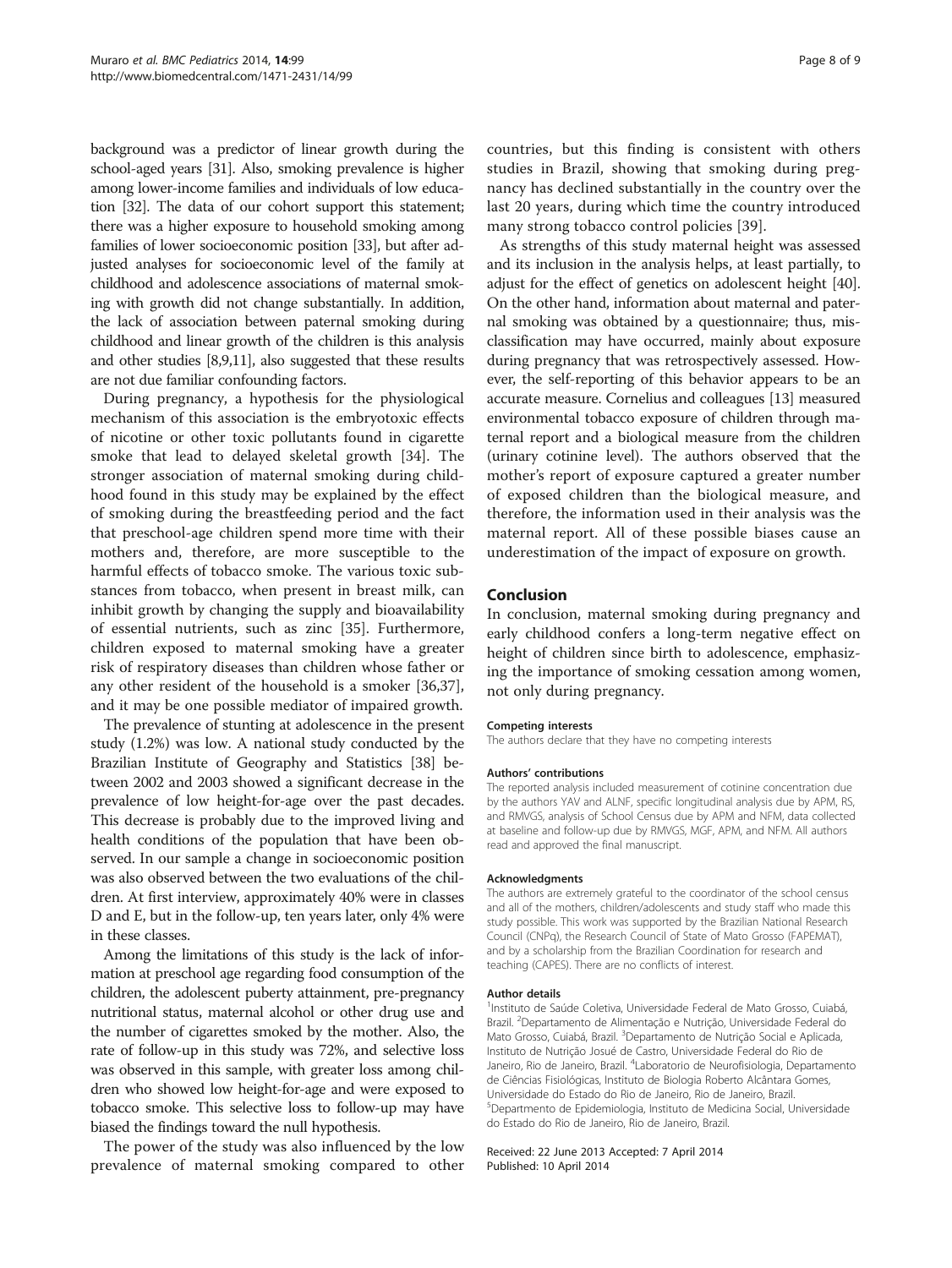background was a predictor of linear growth during the school-aged years [31]. Also, smoking prevalence is higher among lower-income families and individuals of low education [32]. The data of our cohort support this statement; there was a higher exposure to household smoking among families of lower socioeconomic position [33], but after adjusted analyses for socioeconomic level of the family at childhood and adolescence associations of maternal smoking with growth did not change substantially. In addition, the lack of association between paternal smoking during childhood and linear growth of the children is this analysis and other studies [8,9,11], also suggested that these results are not due familiar confounding factors.

During pregnancy, a hypothesis for the physiological mechanism of this association is the embryotoxic effects of nicotine or other toxic pollutants found in cigarette smoke that lead to delayed skeletal growth [34]. The stronger association of maternal smoking during childhood found in this study may be explained by the effect of smoking during the breastfeeding period and the fact that preschool-age children spend more time with their mothers and, therefore, are more susceptible to the harmful effects of tobacco smoke. The various toxic substances from tobacco, when present in breast milk, can inhibit growth by changing the supply and bioavailability of essential nutrients, such as zinc [35]. Furthermore, children exposed to maternal smoking have a greater risk of respiratory diseases than children whose father or any other resident of the household is a smoker [36,37], and it may be one possible mediator of impaired growth.

The prevalence of stunting at adolescence in the present study (1.2%) was low. A national study conducted by the Brazilian Institute of Geography and Statistics [38] between 2002 and 2003 showed a significant decrease in the prevalence of low height-for-age over the past decades. This decrease is probably due to the improved living and health conditions of the population that have been observed. In our sample a change in socioeconomic position was also observed between the two evaluations of the children. At first interview, approximately 40% were in classes D and E, but in the follow-up, ten years later, only 4% were in these classes.

Among the limitations of this study is the lack of information at preschool age regarding food consumption of the children, the adolescent puberty attainment, pre-pregnancy nutritional status, maternal alcohol or other drug use and the number of cigarettes smoked by the mother. Also, the rate of follow-up in this study was 72%, and selective loss was observed in this sample, with greater loss among children who showed low height-for-age and were exposed to tobacco smoke. This selective loss to follow-up may have biased the findings toward the null hypothesis.

The power of the study was also influenced by the low prevalence of maternal smoking compared to other countries, but this finding is consistent with others studies in Brazil, showing that smoking during pregnancy has declined substantially in the country over the last 20 years, during which time the country introduced many strong tobacco control policies [39].

As strengths of this study maternal height was assessed and its inclusion in the analysis helps, at least partially, to adjust for the effect of genetics on adolescent height [40]. On the other hand, information about maternal and paternal smoking was obtained by a questionnaire; thus, misclassification may have occurred, mainly about exposure during pregnancy that was retrospectively assessed. However, the self-reporting of this behavior appears to be an accurate measure. Cornelius and colleagues [13] measured environmental tobacco exposure of children through maternal report and a biological measure from the children (urinary cotinine level). The authors observed that the mother's report of exposure captured a greater number of exposed children than the biological measure, and therefore, the information used in their analysis was the maternal report. All of these possible biases cause an underestimation of the impact of exposure on growth.

## Conclusion

In conclusion, maternal smoking during pregnancy and early childhood confers a long-term negative effect on height of children since birth to adolescence, emphasizing the importance of smoking cessation among women, not only during pregnancy.

#### Competing interests

The authors declare that they have no competing interests

#### Authors' contributions

The reported analysis included measurement of cotinine concentration due by the authors YAV and ALNF, specific longitudinal analysis due by APM, RS, and RMVGS, analysis of School Census due by APM and NFM, data collected at baseline and follow-up due by RMVGS, MGF, APM, and NFM. All authors read and approved the final manuscript.

#### Acknowledgments

The authors are extremely grateful to the coordinator of the school census and all of the mothers, children/adolescents and study staff who made this study possible. This work was supported by the Brazilian National Research Council (CNPq), the Research Council of State of Mato Grosso (FAPEMAT), and by a scholarship from the Brazilian Coordination for research and teaching (CAPES). There are no conflicts of interest.

#### Author details

[1]Instituto de Saúde Coletiva, Universidade Federal de Mato Grosso, Cuiabá, Brazil. [2]Departamento de Alimentação e Nutrição, Universidade Federal do Mato Grosso, Cuiabá, Brazil. [3]Departamento de Nutrição Social e Aplicada, Instituto de Nutrição Josué de Castro, Universidade Federal do Rio de Janeiro, Rio de Janeiro, Brazil. [4]Laboratorio de Neurofisiologia, Departamento de Ciências Fisiológicas, Instituto de Biologia Roberto Alcântara Gomes, Universidade do Estado do Rio de Janeiro, Rio de Janeiro, Brazil. [5]Departmento de Epidemiologia, Instituto de Medicina Social, Universidade do Estado do Rio de Janeiro, Rio de Janeiro, Brazil.

Received: 22 June 2013 Accepted: 7 April 2014
Published: 10 April 2014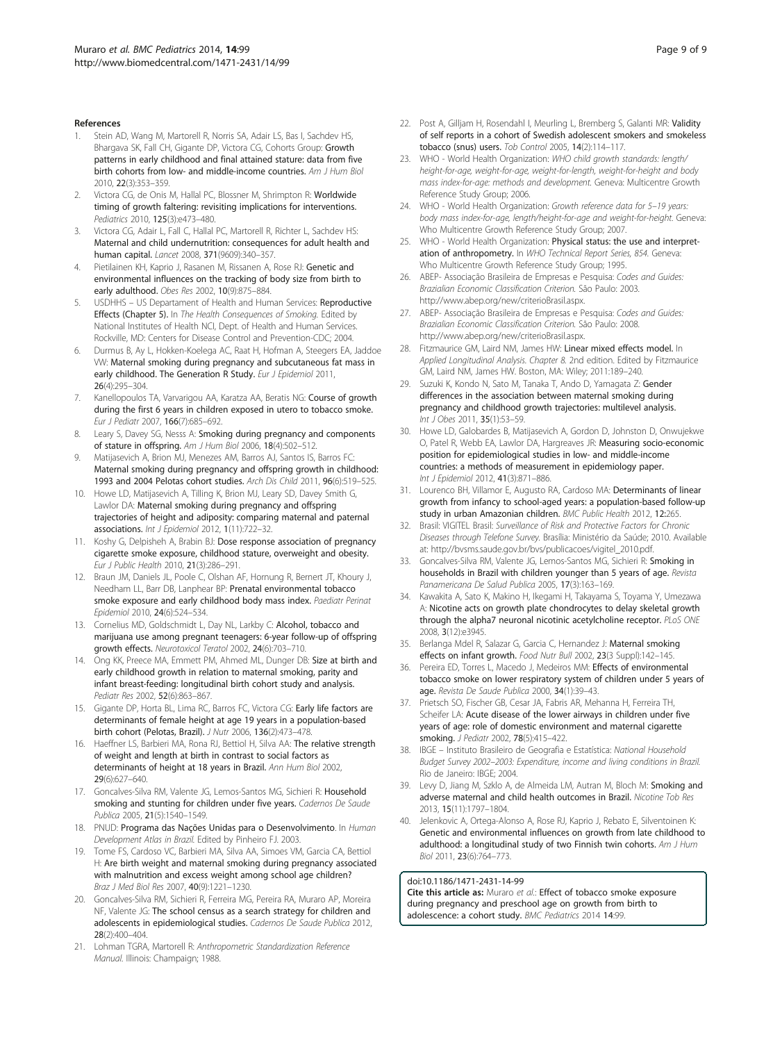## References

1. Stein AD, Wang M, Martorell R, Norris SA, Adair LS, Bas I, Sachdev HS, Bhargava SK, Fall CH, Gigante DP, Victora CG, Cohorts Group: **Growth patterns in early childhood and final attained stature: data from five birth cohorts from low- and middle-income countries.** *Am J Hum Biol* 2010, **22**(3):353–359.
2. Victora CG, de Onis M, Hallal PC, Blossner M, Shrimpton R: **Worldwide timing of growth faltering: revisiting implications for interventions.** *Pediatrics* 2010, **125**(3):e473–480.
3. Victora CG, Adair L, Fall C, Hallal PC, Martorell R, Richter L, Sachdev HS: **Maternal and child undernutrition: consequences for adult health and human capital.** *Lancet* 2008, **371**(9609):340–357.
4. Pietilainen KH, Kaprio J, Rasanen M, Rissanen A, Rose RJ: **Genetic and environmental influences on the tracking of body size from birth to early adulthood.** *Obes Res* 2002, **10**(9):875–884.
5. USDHHS – US Departament of Health and Human Services: **Reproductive Effects (Chapter 5).** In *The Health Consequences of Smoking.* Edited by National Institutes of Health NCI, Dept. of Health and Human Services. Rockville, MD: Centers for Disease Control and Prevention-CDC; 2004.
6. Durmus B, Ay L, Hokken-Koelega AC, Raat H, Hofman A, Steegers EA, Jaddoe VW: **Maternal smoking during pregnancy and subcutaneous fat mass in early childhood. The Generation R Study.** *Eur J Epidemiol* 2011, **26**(4):295–304.
7. Kanellopoulos TA, Varvarigou AA, Karatza AA, Beratis NG: **Course of growth during the first 6 years in children exposed in utero to tobacco smoke.** *Eur J Pediatr* 2007, **166**(7):685–692.
8. Leary S, Davey SG, Nesss A: **Smoking during pregnancy and components of stature in offspring.** *Am J Hum Biol* 2006, **18**(4):502–512.
9. Matijasevich A, Brion MJ, Menezes AM, Barros AJ, Santos IS, Barros FC: **Maternal smoking during pregnancy and offspring growth in childhood: 1993 and 2004 Pelotas cohort studies.** *Arch Dis Child* 2011, **96**(6):519–525.
10. Howe LD, Matijasevich A, Tilling K, Brion MJ, Leary SD, Davey Smith G, Lawlor DA: **Maternal smoking during pregnancy and offspring trajectories of height and adiposity: comparing maternal and paternal associations.** *Int J Epidemiol* 2012, **1**(11):722–32.
11. Koshy G, Delpisheh A, Brabin BJ: **Dose response association of pregnancy cigarette smoke exposure, childhood stature, overweight and obesity.** *Eur J Public Health* 2010, **21**(3):286–291.
12. Braun JM, Daniels JL, Poole C, Olshan AF, Hornung R, Bernert JT, Khoury J, Needham LL, Barr DB, Lanphear BP: **Prenatal environmental tobacco smoke exposure and early childhood body mass index.** *Paediatr Perinat Epidemiol* 2010, **24**(6):524–534.
13. Cornelius MD, Goldschmidt L, Day NL, Larkby C: **Alcohol, tobacco and marijuana use among pregnant teenagers: 6-year follow-up of offspring growth effects.** *Neurotoxicol Teratol* 2002, **24**(6):703–710.
14. Ong KK, Preece MA, Emmett PM, Ahmed ML, Dunger DB: **Size at birth and early childhood growth in relation to maternal smoking, parity and infant breast-feeding: longitudinal birth cohort study and analysis.** *Pediatr Res* 2002, **52**(6):863–867.
15. Gigante DP, Horta BL, Lima RC, Barros FC, Victora CG: **Early life factors are determinants of female height at age 19 years in a population-based birth cohort (Pelotas, Brazil).** *J Nutr* 2006, **136**(2):473–478.
16. Haeffner LS, Barbieri MA, Rona RJ, Bettiol H, Silva AA: **The relative strength of weight and length at birth in contrast to social factors as determinants of height at 18 years in Brazil.** *Ann Hum Biol* 2002, **29**(6):627–640.
17. Goncalves-Silva RM, Valente JG, Lemos-Santos MG, Sichieri R: **Household smoking and stunting for children under five years.** *Cadernos De Saude Publica* 2005, **21**(5):1540–1549.
18. PNUD: **Programa das Nações Unidas para o Desenvolvimento.** In *Human Development Atlas in Brazil.* Edited by Pinheiro FJ. 2003.
19. Tome FS, Cardoso VC, Barbieri MA, Silva AA, Simoes VM, Garcia CA, Bettiol H: **Are birth weight and maternal smoking during pregnancy associated with malnutrition and excess weight among school age children?** *Braz J Med Biol Res* 2007, **40**(9):1221–1230.
20. Goncalves-Silva RM, Sichieri R, Ferreira MG, Pereira RA, Muraro AP, Moreira NF, Valente JG: **The school census as a search strategy for children and adolescents in epidemiological studies.** *Cadernos De Saude Publica* 2012, **28**(2):400–404.
21. Lohman TGRA, Martorell R: *Anthropometric Standardization Reference Manual.* Illinois: Champaign; 1988.
22. Post A, Gilljam H, Rosendahl I, Meurling L, Bremberg S, Galanti MR: **Validity of self reports in a cohort of Swedish adolescent smokers and smokeless tobacco (snus) users.** *Tob Control* 2005, **14**(2):114–117.
23. WHO - World Health Organization: *WHO child growth standards: length/height-for-age, weight-for-age, weight-for-length, weight-for-height and body mass index-for-age: methods and development.* Geneva: Multicentre Growth Reference Study Group; 2006.
24. WHO - World Health Organization: *Growth reference data for 5–19 years: body mass index-for-age, length/height-for-age and weight-for-height.* Geneva: Who Multicentre Growth Reference Study Group; 2007.
25. WHO - World Health Organization: **Physical status: the use and interpretation of anthropometry.** In *WHO Technical Report Series, 854.* Geneva: Who Multicentre Growth Reference Study Group; 1995.
26. ABEP- Associação Brasileira de Empresas e Pesquisa: *Codes and Guides: Brazialian Economic Classification Criterion.* São Paulo: 2003. http://www.abep.org/new/criterioBrasil.aspx.
27. ABEP- Associação Brasileira de Empresas e Pesquisa: *Codes and Guides: Brazialian Economic Classification Criterion.* São Paulo: 2008. http://www.abep.org/new/criterioBrasil.aspx.
28. Fitzmaurice GM, Laird NM, James HW: **Linear mixed effects model.** In *Applied Longitudinal Analysis. Chapter 8.* 2nd edition. Edited by Fitzmaurice GM, Laird NM, James HW. Boston, MA: Wiley; 2011:189–240.
29. Suzuki K, Kondo N, Sato M, Tanaka T, Ando D, Yamagata Z: **Gender differences in the association between maternal smoking during pregnancy and childhood growth trajectories: multilevel analysis.** *Int J Obes* 2011, **35**(1):53–59.
30. Howe LD, Galobardes B, Matijasevich A, Gordon D, Johnston D, Onwujekwe O, Patel R, Webb EA, Lawlor DA, Hargreaves JR: **Measuring socio-economic position for epidemiological studies in low- and middle-income countries: a methods of measurement in epidemiology paper.** *Int J Epidemiol* 2012, **41**(3):871–886.
31. Lourenco BH, Villamor E, Augusto RA, Cardoso MA: **Determinants of linear growth from infancy to school-aged years: a population-based follow-up study in urban Amazonian children.** *BMC Public Health* 2012, **12**:265.
32. Brasil: VIGITEL Brasil: *Surveillance of Risk and Protective Factors for Chronic Diseases through Telefone Survey.* Brasília: Ministério da Saúde; 2010. Available at: http://bvsms.saude.gov.br/bvs/publicacoes/vigitel_2010.pdf.
33. Goncalves-Silva RM, Valente JG, Lemos-Santos MG, Sichieri R: **Smoking in households in Brazil with children younger than 5 years of age.** *Revista Panamericana De Salud Publica* 2005, **17**(3):163–169.
34. Kawakita A, Sato K, Makino H, Ikegami H, Takayama S, Toyama Y, Umezawa A: **Nicotine acts on growth plate chondrocytes to delay skeletal growth through the alpha7 neuronal nicotinic acetylcholine receptor.** *PLoS ONE* 2008, **3**(12):e3945.
35. Berlanga Mdel R, Salazar G, Garcia C, Hernandez J: **Maternal smoking effects on infant growth.** *Food Nutr Bull* 2002, **23**(3 Suppl):142–145.
36. Pereira ED, Torres L, Macedo J, Medeiros MM: **Effects of environmental tobacco smoke on lower respiratory system of children under 5 years of age.** *Revista De Saude Publica* 2000, **34**(1):39–43.
37. Prietsch SO, Fischer GB, Cesar JA, Fabris AR, Mehanna H, Ferreira TH, Scheifer LA: **Acute disease of the lower airways in children under five years of age: role of domestic environment and maternal cigarette smoking.** *J Pediatr* 2002, **78**(5):415–422.
38. IBGE – Instituto Brasileiro de Geografia e Estatística: *National Household Budget Survey 2002–2003: Expenditure, income and living conditions in Brazil.* Rio de Janeiro: IBGE; 2004.
39. Levy D, Jiang M, Szklo A, de Almeida LM, Autran M, Bloch M: **Smoking and adverse maternal and child health outcomes in Brazil.** *Nicotine Tob Res* 2013, **15**(11):1797–1804.
40. Jelenkovic A, Ortega-Alonso A, Rose RJ, Kaprio J, Rebato E, Silventoinen K: **Genetic and environmental influences on growth from late childhood to adulthood: a longitudinal study of two Finnish twin cohorts.** *Am J Hum Biol* 2011, **23**(6):764–773.

doi:10.1186/1471-2431-14-99

**Cite this article as:** Muraro *et al.*: Effect of tobacco smoke exposure during pregnancy and preschool age on growth from birth to adolescence: a cohort study. *BMC Pediatrics* 2014 **14**:99.